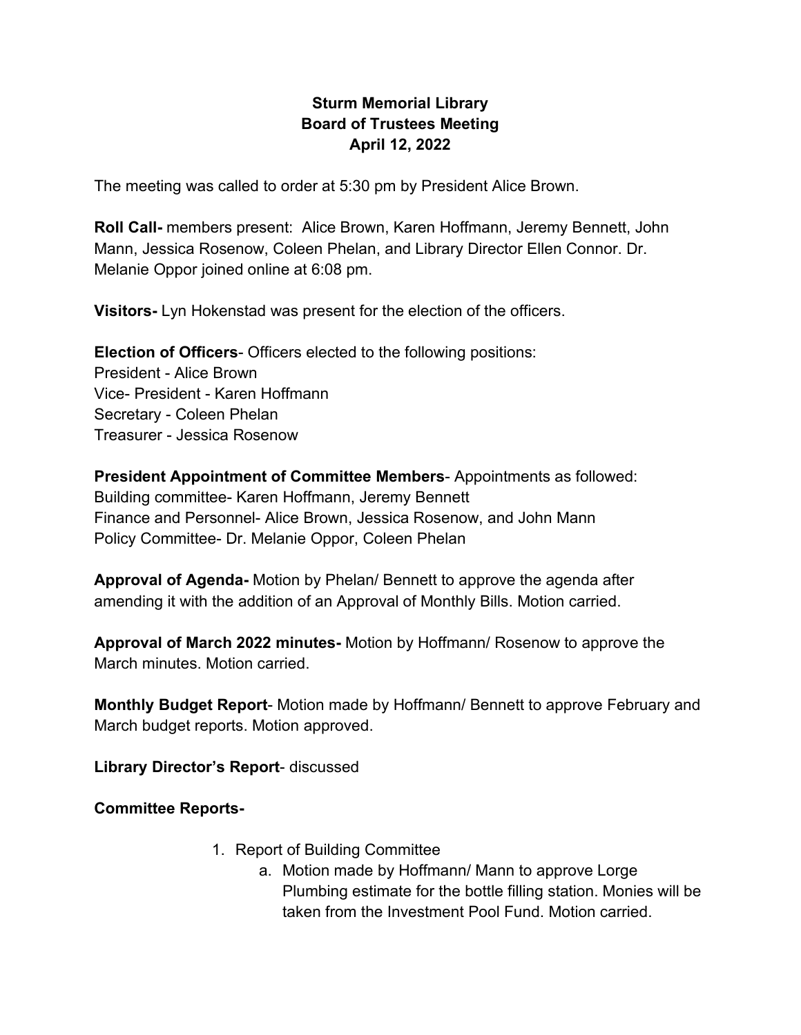# Sturm Memorial Library
## Board of Trustees Meeting
### April 12, 2022

The meeting was called to order at 5:30 pm by President Alice Brown.

**Roll Call-** members present: Alice Brown, Karen Hoffmann, Jeremy Bennett, John Mann, Jessica Rosenow, Coleen Phelan, and Library Director Ellen Connor. Dr. Melanie Oppor joined online at 6:08 pm.

**Visitors-** Lyn Hokenstad was present for the election of the officers.

**Election of Officers**- Officers elected to the following positions:
President - Alice Brown
Vice- President - Karen Hoffmann
Secretary - Coleen Phelan
Treasurer - Jessica Rosenow

**President Appointment of Committee Members**- Appointments as followed:
Building committee- Karen Hoffmann, Jeremy Bennett
Finance and Personnel- Alice Brown, Jessica Rosenow, and John Mann
Policy Committee- Dr. Melanie Oppor, Coleen Phelan

**Approval of Agenda-** Motion by Phelan/ Bennett to approve the agenda after amending it with the addition of an Approval of Monthly Bills. Motion carried.

**Approval of March 2022 minutes-** Motion by Hoffmann/ Rosenow to approve the March minutes. Motion carried.

**Monthly Budget Report**- Motion made by Hoffmann/ Bennett to approve February and March budget reports. Motion approved.

**Library Director's Report**- discussed

**Committee Reports-**

1. Report of Building Committee
    a. Motion made by Hoffmann/ Mann to approve Lorge Plumbing estimate for the bottle filling station. Monies will be taken from the Investment Pool Fund. Motion carried.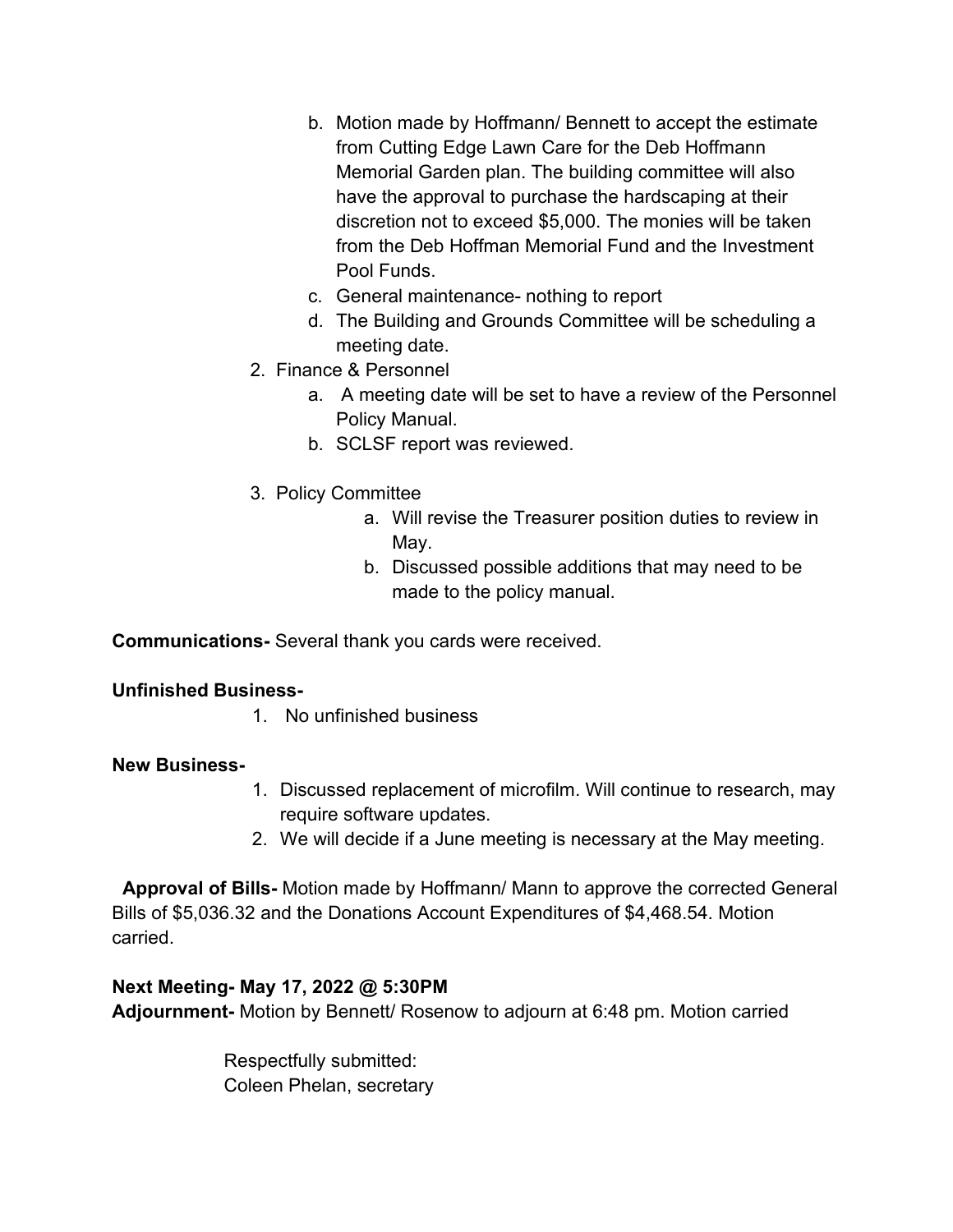b. Motion made by Hoffmann/ Bennett to accept the estimate from Cutting Edge Lawn Care for the Deb Hoffmann Memorial Garden plan. The building committee will also have the approval to purchase the hardscaping at their discretion not to exceed $5,000. The monies will be taken from the Deb Hoffman Memorial Fund and the Investment Pool Funds.
c. General maintenance- nothing to report
d. The Building and Grounds Committee will be scheduling a meeting date.

2. Finance & Personnel
   a. A meeting date will be set to have a review of the Personnel Policy Manual.
   b. SCLSF report was reviewed.

3. Policy Committee
   a. Will revise the Treasurer position duties to review in May.
   b. Discussed possible additions that may need to be made to the policy manual.

**Communications-** Several thank you cards were received.

**Unfinished Business-**

1. No unfinished business

**New Business-**

1. Discussed replacement of microfilm. Will continue to research, may require software updates.
2. We will decide if a June meeting is necessary at the May meeting.

**Approval of Bills-** Motion made by Hoffmann/ Mann to approve the corrected General Bills of $5,036.32 and the Donations Account Expenditures of $4,468.54. Motion carried.

**Next Meeting- May 17, 2022 @ 5:30PM**
**Adjournment-** Motion by Bennett/ Rosenow to adjourn at 6:48 pm. Motion carried

Respectfully submitted:
Coleen Phelan, secretary